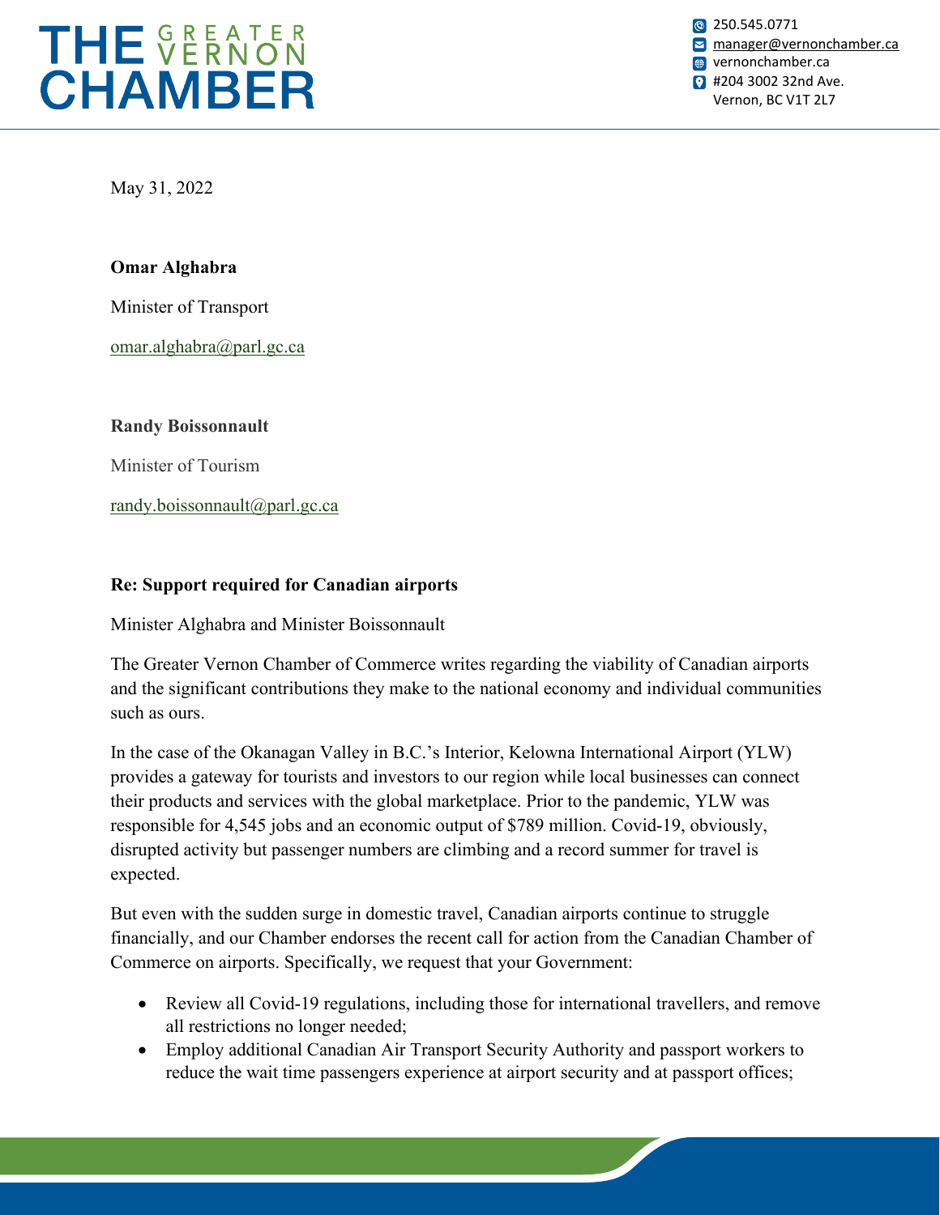# THE GREATER VERNON CHAMBER

250.545.0771
manager@vernonchamber.ca
vernonchamber.ca
#204 3002 32nd Ave.
Vernon, BC V1T 2L7

May 31, 2022

**Omar Alghabra**

Minister of Transport

omar.alghabra@parl.gc.ca

**Randy Boissonnault**

Minister of Tourism

randy.boissonnault@parl.gc.ca

**Re: Support required for Canadian airports**

Minister Alghabra and Minister Boissonnault

The Greater Vernon Chamber of Commerce writes regarding the viability of Canadian airports and the significant contributions they make to the national economy and individual communities such as ours.

In the case of the Okanagan Valley in B.C.'s Interior, Kelowna International Airport (YLW) provides a gateway for tourists and investors to our region while local businesses can connect their products and services with the global marketplace. Prior to the pandemic, YLW was responsible for 4,545 jobs and an economic output of $789 million. Covid-19, obviously, disrupted activity but passenger numbers are climbing and a record summer for travel is expected.

But even with the sudden surge in domestic travel, Canadian airports continue to struggle financially, and our Chamber endorses the recent call for action from the Canadian Chamber of Commerce on airports. Specifically, we request that your Government:

- Review all Covid-19 regulations, including those for international travellers, and remove all restrictions no longer needed;
- Employ additional Canadian Air Transport Security Authority and passport workers to reduce the wait time passengers experience at airport security and at passport offices;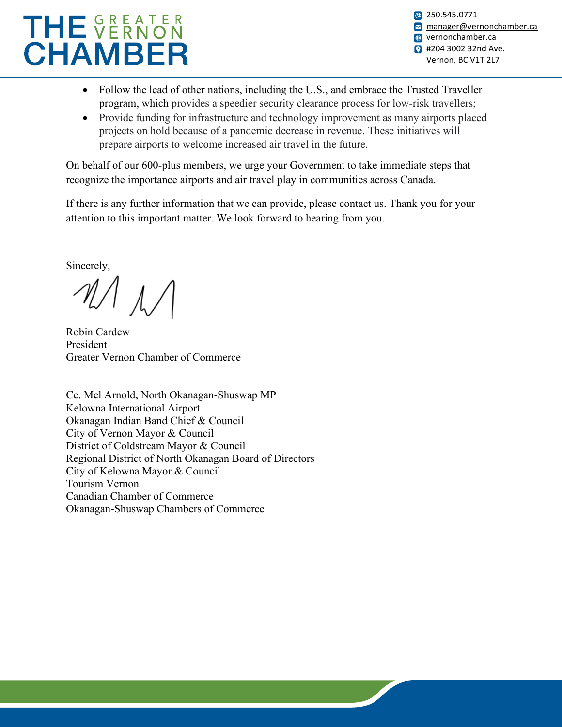- Follow the lead of other nations, including the U.S., and embrace the Trusted Traveller program, which provides a speedier security clearance process for low-risk travellers;
- Provide funding for infrastructure and technology improvement as many airports placed projects on hold because of a pandemic decrease in revenue. These initiatives will prepare airports to welcome increased air travel in the future.

On behalf of our 600-plus members, we urge your Government to take immediate steps that recognize the importance airports and air travel play in communities across Canada.

If there is any further information that we can provide, please contact us. Thank you for your attention to this important matter. We look forward to hearing from you.

Sincerely,

Robin Cardew
President
Greater Vernon Chamber of Commerce

Cc. Mel Arnold, North Okanagan-Shuswap MP
Kelowna International Airport
Okanagan Indian Band Chief & Council
City of Vernon Mayor & Council
District of Coldstream Mayor & Council
Regional District of North Okanagan Board of Directors
City of Kelowna Mayor & Council
Tourism Vernon
Canadian Chamber of Commerce
Okanagan-Shuswap Chambers of Commerce